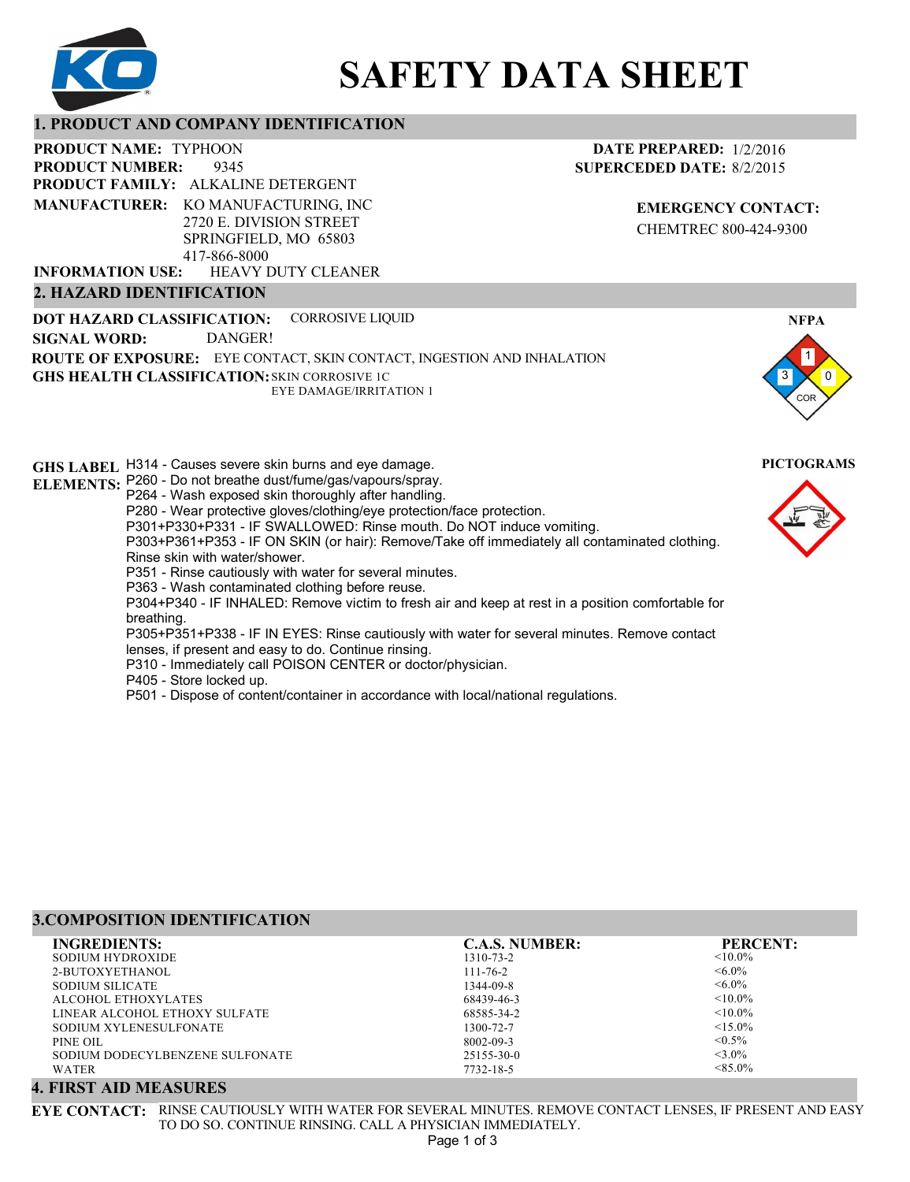# SAFETY DATA SHEET

## 1. PRODUCT AND COMPANY IDENTIFICATION

**PRODUCT NAME:** TYPHOON
**PRODUCT NUMBER:** 9345
**PRODUCT FAMILY:** ALKALINE DETERGENT
**MANUFACTURER:** KO MANUFACTURING, INC
2720 E. DIVISION STREET
SPRINGFIELD, MO 65803
417-866-8000
**INFORMATION USE:** HEAVY DUTY CLEANER

**DATE PREPARED:** 1/2/2016
**SUPERCEDED DATE:** 8/2/2015

**EMERGENCY CONTACT:**
CHEMTREC 800-424-9300

## 2. HAZARD IDENTIFICATION

**DOT HAZARD CLASSIFICATION:** CORROSIVE LIQUID
**SIGNAL WORD:** DANGER!
**ROUTE OF EXPOSURE:** EYE CONTACT, SKIN CONTACT, INGESTION AND INHALATION
**GHS HEALTH CLASSIFICATION:** SKIN CORROSIVE 1C
EYE DAMAGE/IRRITATION 1

**NFPA**

Health: 3, Flammability: 1, Reactivity: 0, Special: COR

**GHS LABEL ELEMENTS:**
H314 - Causes severe skin burns and eye damage.
P260 - Do not breathe dust/fume/gas/vapours/spray.
P264 - Wash exposed skin thoroughly after handling.
P280 - Wear protective gloves/clothing/eye protection/face protection.
P301+P330+P331 - IF SWALLOWED: Rinse mouth. Do NOT induce vomiting.
P303+P361+P353 - IF ON SKIN (or hair): Remove/Take off immediately all contaminated clothing. Rinse skin with water/shower.
P351 - Rinse cautiously with water for several minutes.
P363 - Wash contaminated clothing before reuse.
P304+P340 - IF INHALED: Remove victim to fresh air and keep at rest in a position comfortable for breathing.
P305+P351+P338 - IF IN EYES: Rinse cautiously with water for several minutes. Remove contact lenses, if present and easy to do. Continue rinsing.
P310 - Immediately call POISON CENTER or doctor/physician.
P405 - Store locked up.
P501 - Dispose of content/container in accordance with local/national regulations.

**PICTOGRAMS**

## 3.COMPOSITION IDENTIFICATION

| INGREDIENTS: | C.A.S. NUMBER: | PERCENT: |
|---|---|---|
| SODIUM HYDROXIDE | 1310-73-2 | <10.0% |
| 2-BUTOXYETHANOL | 111-76-2 | <6.0% |
| SODIUM SILICATE | 1344-09-8 | <6.0% |
| ALCOHOL ETHOXYLATES | 68439-46-3 | <10.0% |
| LINEAR ALCOHOL ETHOXY SULFATE | 68585-34-2 | <10.0% |
| SODIUM XYLENESULFONATE | 1300-72-7 | <15.0% |
| PINE OIL | 8002-09-3 | <0.5% |
| SODIUM DODECYLBENZENE SULFONATE | 25155-30-0 | <3.0% |
| WATER | 7732-18-5 | <85.0% |

## 4. FIRST AID MEASURES

**EYE CONTACT:** RINSE CAUTIOUSLY WITH WATER FOR SEVERAL MINUTES. REMOVE CONTACT LENSES, IF PRESENT AND EASY TO DO SO. CONTINUE RINSING. CALL A PHYSICIAN IMMEDIATELY.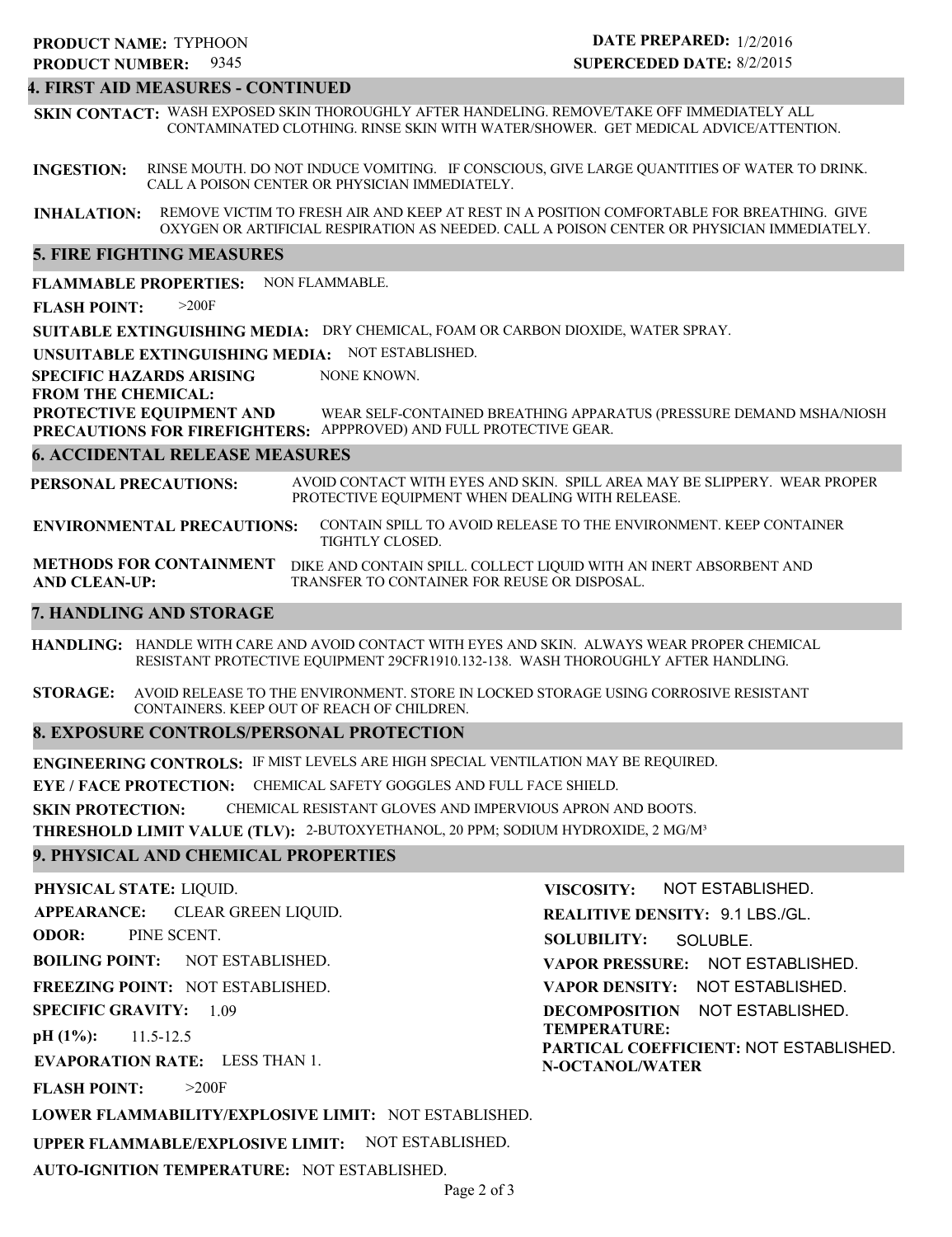**PRODUCT NAME:** TYPHOON
**PRODUCT NUMBER:** 9345

**DATE PREPARED:** 1/2/2016
**SUPERCEDED DATE:** 8/2/2015

## 4. FIRST AID MEASURES - CONTINUED

**SKIN CONTACT:** WASH EXPOSED SKIN THOROUGHLY AFTER HANDELING. REMOVE/TAKE OFF IMMEDIATELY ALL CONTAMINATED CLOTHING. RINSE SKIN WITH WATER/SHOWER. GET MEDICAL ADVICE/ATTENTION.

**INGESTION:** RINSE MOUTH. DO NOT INDUCE VOMITING. IF CONSCIOUS, GIVE LARGE QUANTITIES OF WATER TO DRINK. CALL A POISON CENTER OR PHYSICIAN IMMEDIATELY.

**INHALATION:** REMOVE VICTIM TO FRESH AIR AND KEEP AT REST IN A POSITION COMFORTABLE FOR BREATHING. GIVE OXYGEN OR ARTIFICIAL RESPIRATION AS NEEDED. CALL A POISON CENTER OR PHYSICIAN IMMEDIATELY.

## 5. FIRE FIGHTING MEASURES

**FLAMMABLE PROPERTIES:** NON FLAMMABLE.

**FLASH POINT:** >200F

**SUITABLE EXTINGUISHING MEDIA:** DRY CHEMICAL, FOAM OR CARBON DIOXIDE, WATER SPRAY.

**UNSUITABLE EXTINGUISHING MEDIA:** NOT ESTABLISHED.

**SPECIFIC HAZARDS ARISING FROM THE CHEMICAL:** NONE KNOWN.

**PROTECTIVE EQUIPMENT AND PRECAUTIONS FOR FIREFIGHTERS:** WEAR SELF-CONTAINED BREATHING APPARATUS (PRESSURE DEMAND MSHA/NIOSH APPPROVED) AND FULL PROTECTIVE GEAR.

## 6. ACCIDENTAL RELEASE MEASURES

**PERSONAL PRECAUTIONS:** AVOID CONTACT WITH EYES AND SKIN. SPILL AREA MAY BE SLIPPERY. WEAR PROPER PROTECTIVE EQUIPMENT WHEN DEALING WITH RELEASE.

**ENVIRONMENTAL PRECAUTIONS:** CONTAIN SPILL TO AVOID RELEASE TO THE ENVIRONMENT. KEEP CONTAINER TIGHTLY CLOSED.

**METHODS FOR CONTAINMENT AND CLEAN-UP:** DIKE AND CONTAIN SPILL. COLLECT LIQUID WITH AN INERT ABSORBENT AND TRANSFER TO CONTAINER FOR REUSE OR DISPOSAL.

## 7. HANDLING AND STORAGE

**HANDLING:** HANDLE WITH CARE AND AVOID CONTACT WITH EYES AND SKIN. ALWAYS WEAR PROPER CHEMICAL RESISTANT PROTECTIVE EQUIPMENT 29CFR1910.132-138. WASH THOROUGHLY AFTER HANDLING.

**STORAGE:** AVOID RELEASE TO THE ENVIRONMENT. STORE IN LOCKED STORAGE USING CORROSIVE RESISTANT CONTAINERS. KEEP OUT OF REACH OF CHILDREN.

## 8. EXPOSURE CONTROLS/PERSONAL PROTECTION

**ENGINEERING CONTROLS:** IF MIST LEVELS ARE HIGH SPECIAL VENTILATION MAY BE REQUIRED.

**EYE / FACE PROTECTION:** CHEMICAL SAFETY GOGGLES AND FULL FACE SHIELD.

**SKIN PROTECTION:** CHEMICAL RESISTANT GLOVES AND IMPERVIOUS APRON AND BOOTS.

**THRESHOLD LIMIT VALUE (TLV):** 2-BUTOXYETHANOL, 20 PPM; SODIUM HYDROXIDE, 2 MG/M³

## 9. PHYSICAL AND CHEMICAL PROPERTIES

**PHYSICAL STATE:** LIQUID.

**APPEARANCE:** CLEAR GREEN LIQUID.

**ODOR:** PINE SCENT.

**BOILING POINT:** NOT ESTABLISHED.

**FREEZING POINT:** NOT ESTABLISHED.

**SPECIFIC GRAVITY:** 1.09

**pH (1%):** 11.5-12.5

**EVAPORATION RATE:** LESS THAN 1.

**FLASH POINT:** >200F

**LOWER FLAMMABILITY/EXPLOSIVE LIMIT:** NOT ESTABLISHED.

**UPPER FLAMMABLE/EXPLOSIVE LIMIT:** NOT ESTABLISHED.

**AUTO-IGNITION TEMPERATURE:** NOT ESTABLISHED.

**VISCOSITY:** NOT ESTABLISHED.

**REALITIVE DENSITY:** 9.1 LBS./GL.

**SOLUBILITY:** SOLUBLE.

**VAPOR PRESSURE:** NOT ESTABLISHED.

**VAPOR DENSITY:** NOT ESTABLISHED.

**DECOMPOSITION TEMPERATURE:** NOT ESTABLISHED.

**PARTICAL COEFFICIENT: N-OCTANOL/WATER** NOT ESTABLISHED.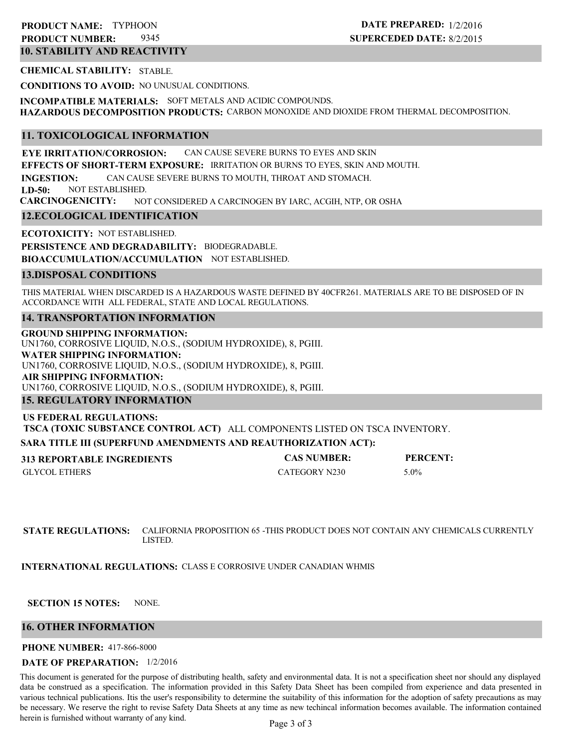## 10. STABILITY AND REACTIVITY

**CHEMICAL STABILITY:** STABLE.

**CONDITIONS TO AVOID:** NO UNUSUAL CONDITIONS.

**INCOMPATIBLE MATERIALS:** SOFT METALS AND ACIDIC COMPOUNDS.

**HAZARDOUS DECOMPOSITION PRODUCTS:** CARBON MONOXIDE AND DIOXIDE FROM THERMAL DECOMPOSITION.

## 11. TOXICOLOGICAL INFORMATION

**EYE IRRITATION/CORROSION:** CAN CAUSE SEVERE BURNS TO EYES AND SKIN

**EFFECTS OF SHORT-TERM EXPOSURE:** IRRITATION OR BURNS TO EYES, SKIN AND MOUTH.

**INGESTION:** CAN CAUSE SEVERE BURNS TO MOUTH, THROAT AND STOMACH.

**LD-50:** NOT ESTABLISHED.

**CARCINOGENICITY:** NOT CONSIDERED A CARCINOGEN BY IARC, ACGIH, NTP, OR OSHA

## 12.ECOLOGICAL IDENTIFICATION

**ECOTOXICITY:** NOT ESTABLISHED.

**PERSISTENCE AND DEGRADABILITY:** BIODEGRADABLE.

**BIOACCUMULATION/ACCUMULATION** NOT ESTABLISHED.

## 13.DISPOSAL CONDITIONS

THIS MATERIAL WHEN DISCARDED IS A HAZARDOUS WASTE DEFINED BY 40CFR261. MATERIALS ARE TO BE DISPOSED OF IN ACCORDANCE WITH ALL FEDERAL, STATE AND LOCAL REGULATIONS.

## 14. TRANSPORTATION INFORMATION

**GROUND SHIPPING INFORMATION:**
UN1760, CORROSIVE LIQUID, N.O.S., (SODIUM HYDROXIDE), 8, PGIII.

**WATER SHIPPING INFORMATION:**
UN1760, CORROSIVE LIQUID, N.O.S., (SODIUM HYDROXIDE), 8, PGIII.

**AIR SHIPPING INFORMATION:**
UN1760, CORROSIVE LIQUID, N.O.S., (SODIUM HYDROXIDE), 8, PGIII.

## 15. REGULATORY INFORMATION

**US FEDERAL REGULATIONS:**

**TSCA (TOXIC SUBSTANCE CONTROL ACT)** ALL COMPONENTS LISTED ON TSCA INVENTORY.

**SARA TITLE III (SUPERFUND AMENDMENTS AND REAUTHORIZATION ACT):**

| 313 REPORTABLE INGREDIENTS | CAS NUMBER: | PERCENT: |
|---|---|---|
| GLYCOL ETHERS | CATEGORY N230 | 5.0% |

**STATE REGULATIONS:** CALIFORNIA PROPOSITION 65 -THIS PRODUCT DOES NOT CONTAIN ANY CHEMICALS CURRENTLY LISTED.

**INTERNATIONAL REGULATIONS:** CLASS E CORROSIVE UNDER CANADIAN WHMIS

**SECTION 15 NOTES:** NONE.

## 16. OTHER INFORMATION

**PHONE NUMBER:** 417-866-8000

**DATE OF PREPARATION:** 1/2/2016

This document is generated for the purpose of distributing health, safety and environmental data. It is not a specification sheet nor should any displayed data be construed as a specification. The information provided in this Safety Data Sheet has been compiled from experience and data presented in various technical publications. Itis the user's responsibility to determine the suitability of this information for the adoption of safety precautions as may be necessary. We reserve the right to revise Safety Data Sheets at any time as new techincal information becomes available. The information contained herein is furnished without warranty of any kind.